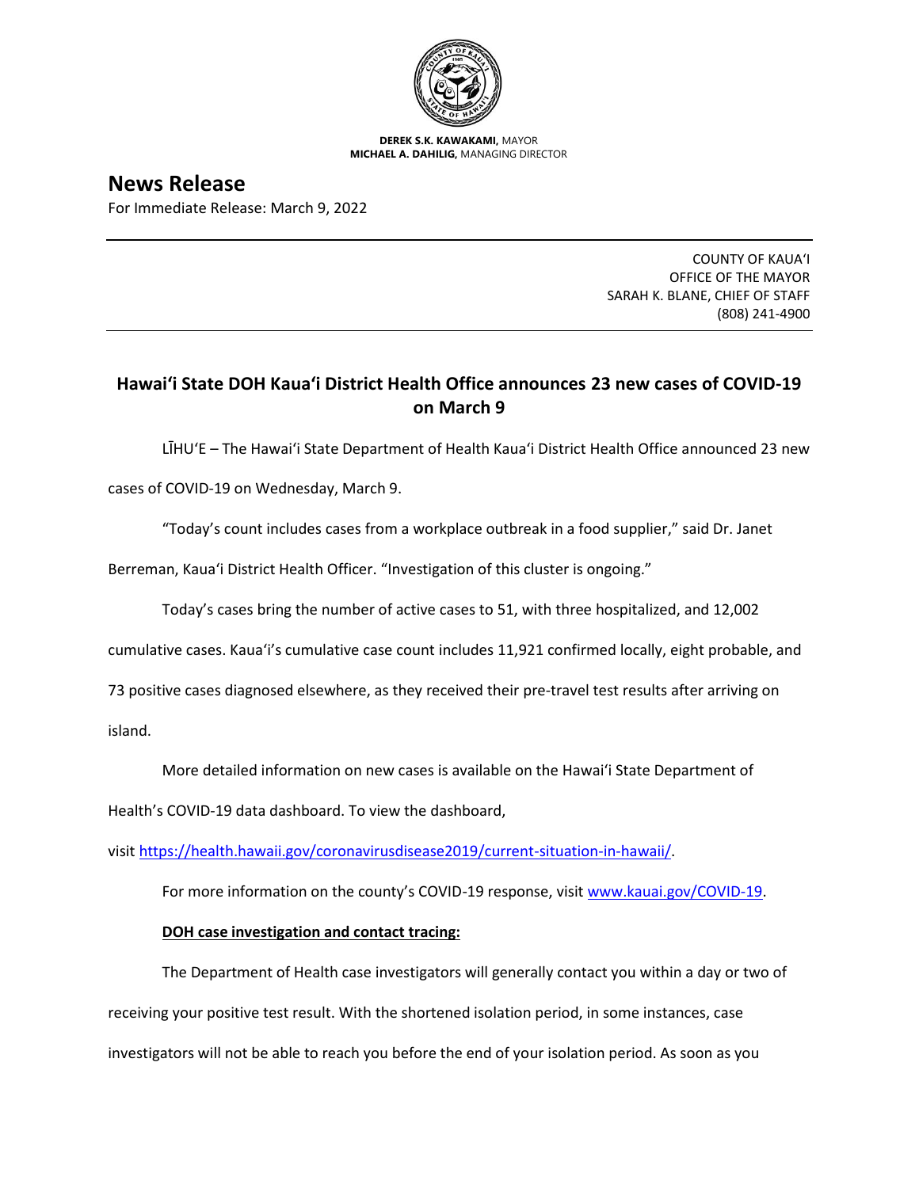**DEREK S.K. KAWAKAMI,** MAYOR
**MICHAEL A. DAHILIG,** MANAGING DIRECTOR

# News Release

For Immediate Release: March 9, 2022

COUNTY OF KAUAʻI
OFFICE OF THE MAYOR
SARAH K. BLANE, CHIEF OF STAFF
(808) 241-4900

## Hawaiʻi State DOH Kauaʻi District Health Office announces 23 new cases of COVID-19 on March 9

LĪHUʻE – The Hawaiʻi State Department of Health Kauaʻi District Health Office announced 23 new cases of COVID-19 on Wednesday, March 9.

"Today's count includes cases from a workplace outbreak in a food supplier," said Dr. Janet Berreman, Kauaʻi District Health Officer. "Investigation of this cluster is ongoing."

Today's cases bring the number of active cases to 51, with three hospitalized, and 12,002 cumulative cases. Kauaʻi's cumulative case count includes 11,921 confirmed locally, eight probable, and 73 positive cases diagnosed elsewhere, as they received their pre-travel test results after arriving on island.

More detailed information on new cases is available on the Hawaiʻi State Department of Health's COVID-19 data dashboard. To view the dashboard, visit https://health.hawaii.gov/coronavirusdisease2019/current-situation-in-hawaii/.

For more information on the county's COVID-19 response, visit www.kauai.gov/COVID-19.

**DOH case investigation and contact tracing:**

The Department of Health case investigators will generally contact you within a day or two of receiving your positive test result. With the shortened isolation period, in some instances, case investigators will not be able to reach you before the end of your isolation period. As soon as you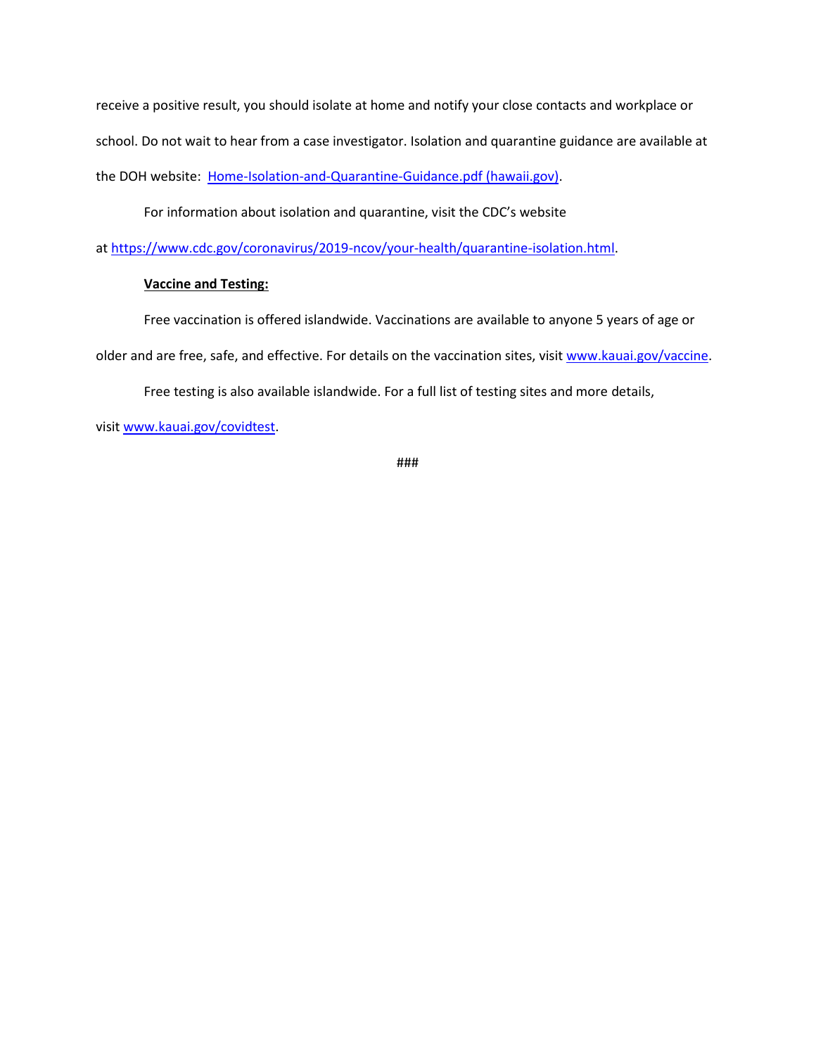receive a positive result, you should isolate at home and notify your close contacts and workplace or school. Do not wait to hear from a case investigator. Isolation and quarantine guidance are available at the DOH website: [Home-Isolation-and-Quarantine-Guidance.pdf (hawaii.gov)](Home-Isolation-and-Quarantine-Guidance.pdf).

For information about isolation and quarantine, visit the CDC's website at [https://www.cdc.gov/coronavirus/2019-ncov/your-health/quarantine-isolation.html](https://www.cdc.gov/coronavirus/2019-ncov/your-health/quarantine-isolation.html).

**Vaccine and Testing:**

Free vaccination is offered islandwide. Vaccinations are available to anyone 5 years of age or older and are free, safe, and effective. For details on the vaccination sites, visit [www.kauai.gov/vaccine](http://www.kauai.gov/vaccine).

Free testing is also available islandwide. For a full list of testing sites and more details, visit [www.kauai.gov/covidtest](http://www.kauai.gov/covidtest).

###